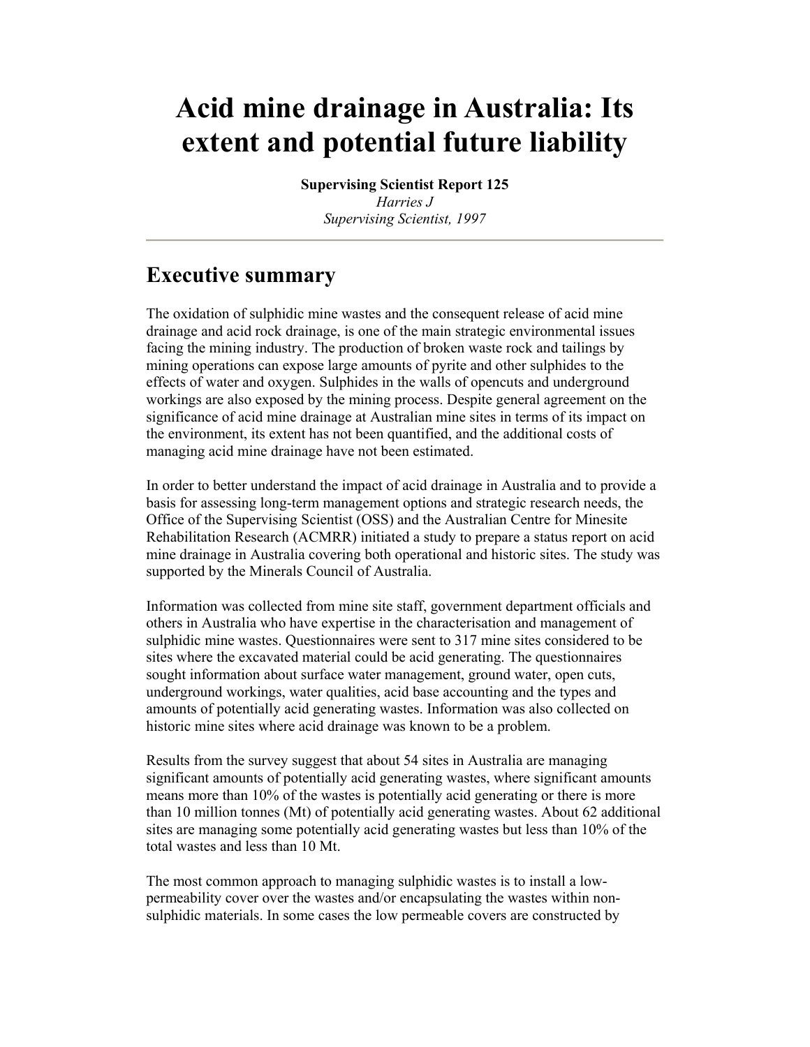# Acid mine drainage in Australia: Its extent and potential future liability

**Supervising Scientist Report 125**
*Harries J*
*Supervising Scientist, 1997*

---

## Executive summary

The oxidation of sulphidic mine wastes and the consequent release of acid mine drainage and acid rock drainage, is one of the main strategic environmental issues facing the mining industry. The production of broken waste rock and tailings by mining operations can expose large amounts of pyrite and other sulphides to the effects of water and oxygen. Sulphides in the walls of opencuts and underground workings are also exposed by the mining process. Despite general agreement on the significance of acid mine drainage at Australian mine sites in terms of its impact on the environment, its extent has not been quantified, and the additional costs of managing acid mine drainage have not been estimated.

In order to better understand the impact of acid drainage in Australia and to provide a basis for assessing long-term management options and strategic research needs, the Office of the Supervising Scientist (OSS) and the Australian Centre for Minesite Rehabilitation Research (ACMRR) initiated a study to prepare a status report on acid mine drainage in Australia covering both operational and historic sites. The study was supported by the Minerals Council of Australia.

Information was collected from mine site staff, government department officials and others in Australia who have expertise in the characterisation and management of sulphidic mine wastes. Questionnaires were sent to 317 mine sites considered to be sites where the excavated material could be acid generating. The questionnaires sought information about surface water management, ground water, open cuts, underground workings, water qualities, acid base accounting and the types and amounts of potentially acid generating wastes. Information was also collected on historic mine sites where acid drainage was known to be a problem.

Results from the survey suggest that about 54 sites in Australia are managing significant amounts of potentially acid generating wastes, where significant amounts means more than 10% of the wastes is potentially acid generating or there is more than 10 million tonnes (Mt) of potentially acid generating wastes. About 62 additional sites are managing some potentially acid generating wastes but less than 10% of the total wastes and less than 10 Mt.

The most common approach to managing sulphidic wastes is to install a low-permeability cover over the wastes and/or encapsulating the wastes within non-sulphidic materials. In some cases the low permeable covers are constructed by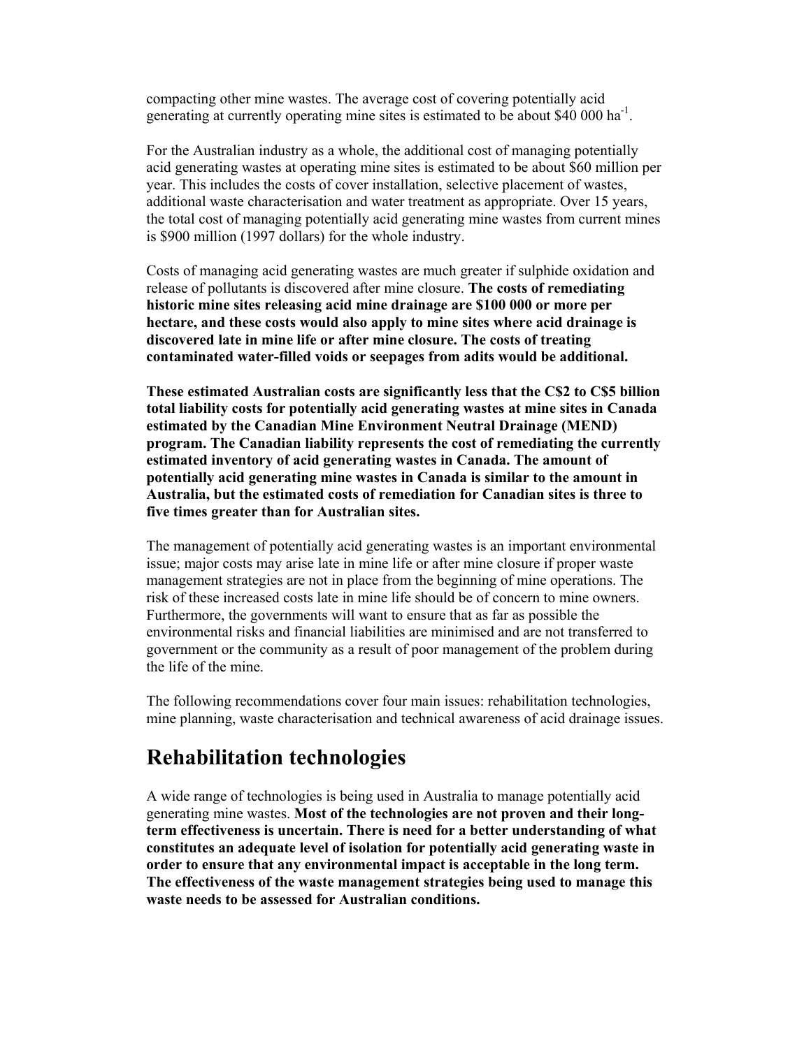compacting other mine wastes. The average cost of covering potentially acid generating at currently operating mine sites is estimated to be about \$40 000 $ha^{-1}$.

For the Australian industry as a whole, the additional cost of managing potentially acid generating wastes at operating mine sites is estimated to be about \$60 million per year. This includes the costs of cover installation, selective placement of wastes, additional waste characterisation and water treatment as appropriate. Over 15 years, the total cost of managing potentially acid generating mine wastes from current mines is \$900 million (1997 dollars) for the whole industry.

Costs of managing acid generating wastes are much greater if sulphide oxidation and release of pollutants is discovered after mine closure. **The costs of remediating historic mine sites releasing acid mine drainage are \$100 000 or more per hectare, and these costs would also apply to mine sites where acid drainage is discovered late in mine life or after mine closure. The costs of treating contaminated water-filled voids or seepages from adits would be additional.**

**These estimated Australian costs are significantly less that the C\$2 to C\$5 billion total liability costs for potentially acid generating wastes at mine sites in Canada estimated by the Canadian Mine Environment Neutral Drainage (MEND) program. The Canadian liability represents the cost of remediating the currently estimated inventory of acid generating wastes in Canada. The amount of potentially acid generating mine wastes in Canada is similar to the amount in Australia, but the estimated costs of remediation for Canadian sites is three to five times greater than for Australian sites.**

The management of potentially acid generating wastes is an important environmental issue; major costs may arise late in mine life or after mine closure if proper waste management strategies are not in place from the beginning of mine operations. The risk of these increased costs late in mine life should be of concern to mine owners. Furthermore, the governments will want to ensure that as far as possible the environmental risks and financial liabilities are minimised and are not transferred to government or the community as a result of poor management of the problem during the life of the mine.

The following recommendations cover four main issues: rehabilitation technologies, mine planning, waste characterisation and technical awareness of acid drainage issues.

# Rehabilitation technologies

A wide range of technologies is being used in Australia to manage potentially acid generating mine wastes. **Most of the technologies are not proven and their long-term effectiveness is uncertain. There is need for a better understanding of what constitutes an adequate level of isolation for potentially acid generating waste in order to ensure that any environmental impact is acceptable in the long term. The effectiveness of the waste management strategies being used to manage this waste needs to be assessed for Australian conditions.**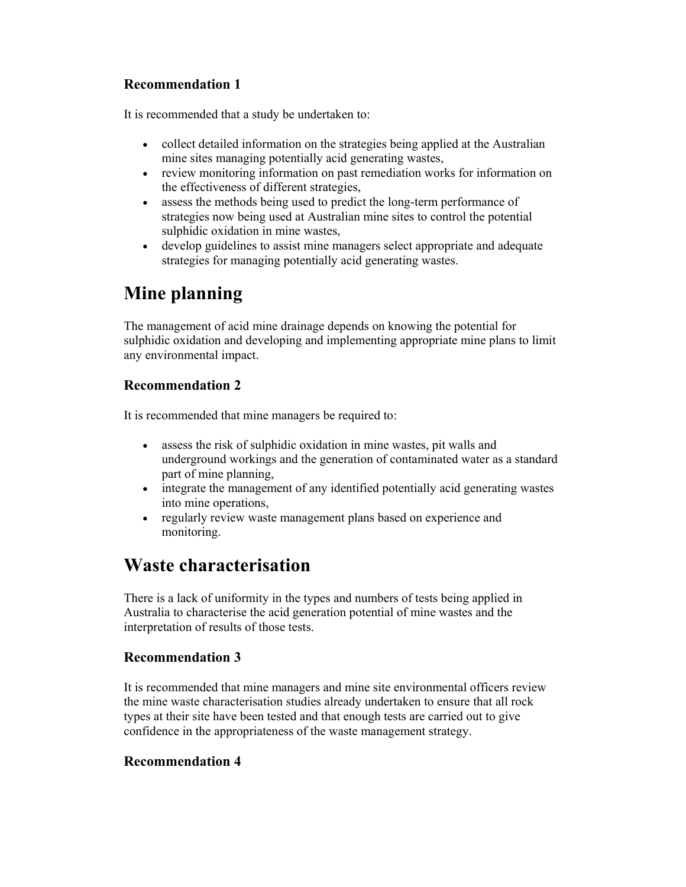### Recommendation 1

It is recommended that a study be undertaken to:

- collect detailed information on the strategies being applied at the Australian mine sites managing potentially acid generating wastes,
- review monitoring information on past remediation works for information on the effectiveness of different strategies,
- assess the methods being used to predict the long-term performance of strategies now being used at Australian mine sites to control the potential sulphidic oxidation in mine wastes,
- develop guidelines to assist mine managers select appropriate and adequate strategies for managing potentially acid generating wastes.

# Mine planning

The management of acid mine drainage depends on knowing the potential for sulphidic oxidation and developing and implementing appropriate mine plans to limit any environmental impact.

### Recommendation 2

It is recommended that mine managers be required to:

- assess the risk of sulphidic oxidation in mine wastes, pit walls and underground workings and the generation of contaminated water as a standard part of mine planning,
- integrate the management of any identified potentially acid generating wastes into mine operations,
- regularly review waste management plans based on experience and monitoring.

# Waste characterisation

There is a lack of uniformity in the types and numbers of tests being applied in Australia to characterise the acid generation potential of mine wastes and the interpretation of results of those tests.

### Recommendation 3

It is recommended that mine managers and mine site environmental officers review the mine waste characterisation studies already undertaken to ensure that all rock types at their site have been tested and that enough tests are carried out to give confidence in the appropriateness of the waste management strategy.

### Recommendation 4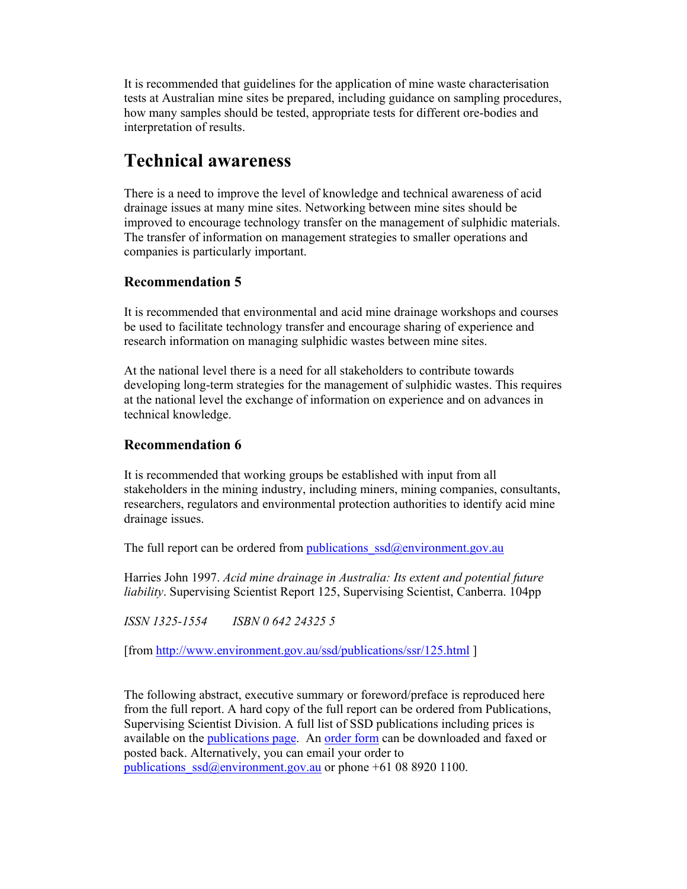It is recommended that guidelines for the application of mine waste characterisation tests at Australian mine sites be prepared, including guidance on sampling procedures, how many samples should be tested, appropriate tests for different ore-bodies and interpretation of results.

# Technical awareness

There is a need to improve the level of knowledge and technical awareness of acid drainage issues at many mine sites. Networking between mine sites should be improved to encourage technology transfer on the management of sulphidic materials. The transfer of information on management strategies to smaller operations and companies is particularly important.

### Recommendation 5

It is recommended that environmental and acid mine drainage workshops and courses be used to facilitate technology transfer and encourage sharing of experience and research information on managing sulphidic wastes between mine sites.

At the national level there is a need for all stakeholders to contribute towards developing long-term strategies for the management of sulphidic wastes. This requires at the national level the exchange of information on experience and on advances in technical knowledge.

### Recommendation 6

It is recommended that working groups be established with input from all stakeholders in the mining industry, including miners, mining companies, consultants, researchers, regulators and environmental protection authorities to identify acid mine drainage issues.

The full report can be ordered from publications_ssd@environment.gov.au

Harries John 1997. *Acid mine drainage in Australia: Its extent and potential future liability*. Supervising Scientist Report 125, Supervising Scientist, Canberra. 104pp

*ISSN 1325-1554    ISBN 0 642 24325 5*

[from http://www.environment.gov.au/ssd/publications/ssr/125.html ]

The following abstract, executive summary or foreword/preface is reproduced here from the full report. A hard copy of the full report can be ordered from Publications, Supervising Scientist Division. A full list of SSD publications including prices is available on the publications page. An order form can be downloaded and faxed or posted back. Alternatively, you can email your order to publications_ssd@environment.gov.au or phone +61 08 8920 1100.